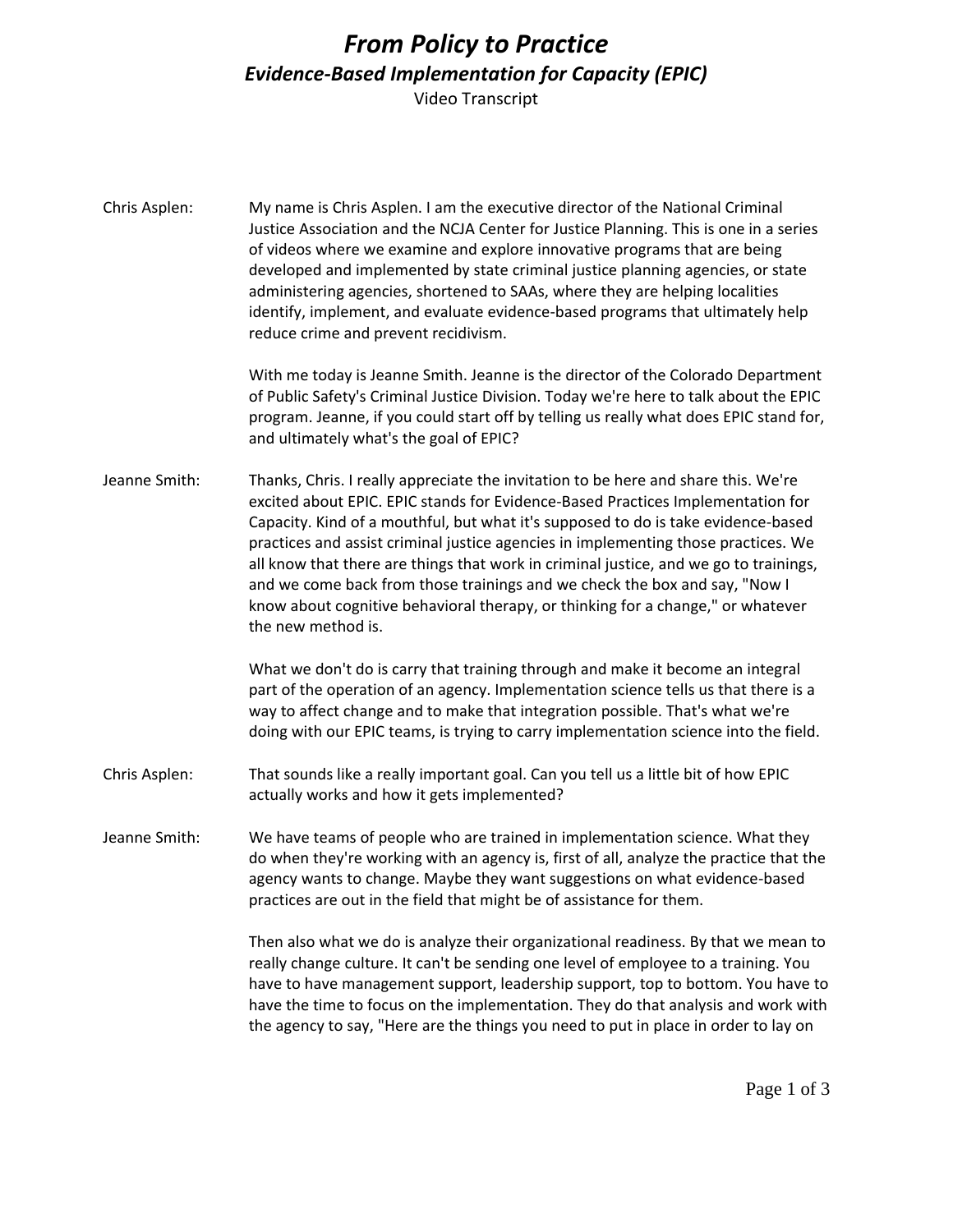# *From Policy to Practice*

## *Evidence-Based Implementation for Capacity (EPIC)*

Video Transcript

**Chris Asplen:** My name is Chris Asplen. I am the executive director of the National Criminal Justice Association and the NCJA Center for Justice Planning. This is one in a series of videos where we examine and explore innovative programs that are being developed and implemented by state criminal justice planning agencies, or state administering agencies, shortened to SAAs, where they are helping localities identify, implement, and evaluate evidence-based programs that ultimately help reduce crime and prevent recidivism.

With me today is Jeanne Smith. Jeanne is the director of the Colorado Department of Public Safety's Criminal Justice Division. Today we're here to talk about the EPIC program. Jeanne, if you could start off by telling us really what does EPIC stand for, and ultimately what's the goal of EPIC?

**Jeanne Smith:** Thanks, Chris. I really appreciate the invitation to be here and share this. We're excited about EPIC. EPIC stands for Evidence-Based Practices Implementation for Capacity. Kind of a mouthful, but what it's supposed to do is take evidence-based practices and assist criminal justice agencies in implementing those practices. We all know that there are things that work in criminal justice, and we go to trainings, and we come back from those trainings and we check the box and say, "Now I know about cognitive behavioral therapy, or thinking for a change," or whatever the new method is.

What we don't do is carry that training through and make it become an integral part of the operation of an agency. Implementation science tells us that there is a way to affect change and to make that integration possible. That's what we're doing with our EPIC teams, is trying to carry implementation science into the field.

**Chris Asplen:** That sounds like a really important goal. Can you tell us a little bit of how EPIC actually works and how it gets implemented?

**Jeanne Smith:** We have teams of people who are trained in implementation science. What they do when they're working with an agency is, first of all, analyze the practice that the agency wants to change. Maybe they want suggestions on what evidence-based practices are out in the field that might be of assistance for them.

Then also what we do is analyze their organizational readiness. By that we mean to really change culture. It can't be sending one level of employee to a training. You have to have management support, leadership support, top to bottom. You have to have the time to focus on the implementation. They do that analysis and work with the agency to say, "Here are the things you need to put in place in order to lay on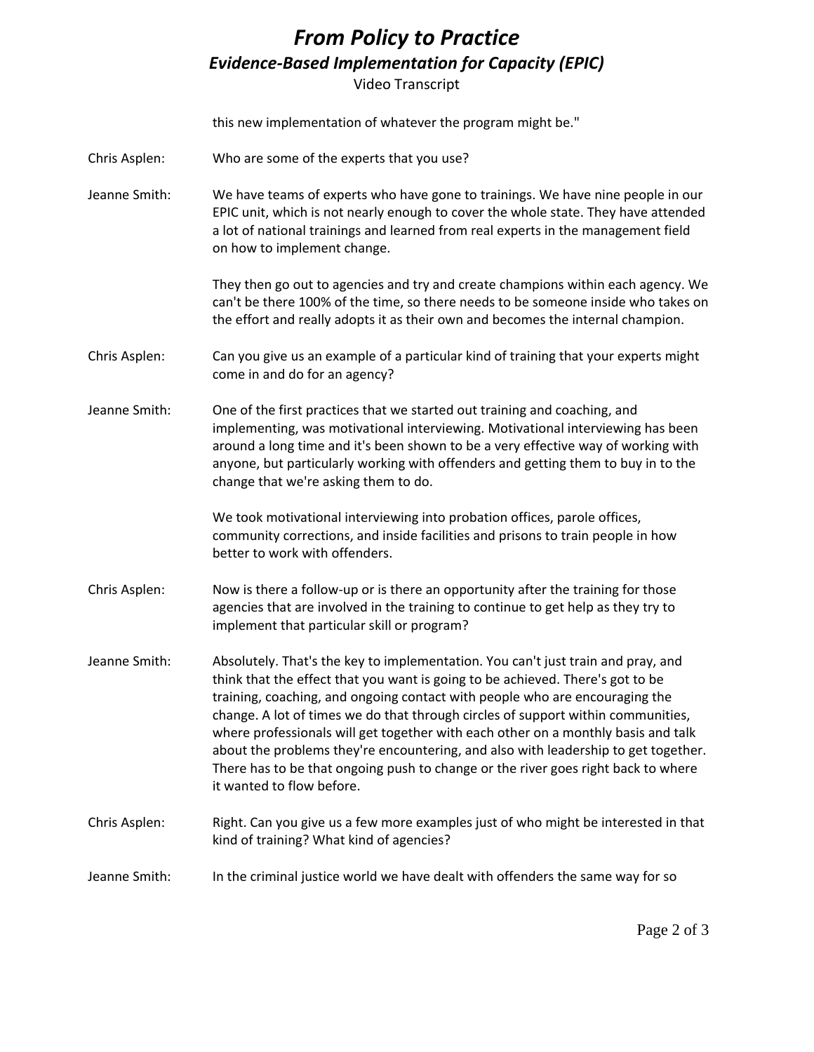this new implementation of whatever the program might be."

Chris Asplen: Who are some of the experts that you use?

Jeanne Smith: We have teams of experts who have gone to trainings. We have nine people in our EPIC unit, which is not nearly enough to cover the whole state. They have attended a lot of national trainings and learned from real experts in the management field on how to implement change.

They then go out to agencies and try and create champions within each agency. We can't be there 100% of the time, so there needs to be someone inside who takes on the effort and really adopts it as their own and becomes the internal champion.

Chris Asplen: Can you give us an example of a particular kind of training that your experts might come in and do for an agency?

Jeanne Smith: One of the first practices that we started out training and coaching, and implementing, was motivational interviewing. Motivational interviewing has been around a long time and it's been shown to be a very effective way of working with anyone, but particularly working with offenders and getting them to buy in to the change that we're asking them to do.

We took motivational interviewing into probation offices, parole offices, community corrections, and inside facilities and prisons to train people in how better to work with offenders.

Chris Asplen: Now is there a follow-up or is there an opportunity after the training for those agencies that are involved in the training to continue to get help as they try to implement that particular skill or program?

Jeanne Smith: Absolutely. That's the key to implementation. You can't just train and pray, and think that the effect that you want is going to be achieved. There's got to be training, coaching, and ongoing contact with people who are encouraging the change. A lot of times we do that through circles of support within communities, where professionals will get together with each other on a monthly basis and talk about the problems they're encountering, and also with leadership to get together. There has to be that ongoing push to change or the river goes right back to where it wanted to flow before.

Chris Asplen: Right. Can you give us a few more examples just of who might be interested in that kind of training? What kind of agencies?

Jeanne Smith: In the criminal justice world we have dealt with offenders the same way for so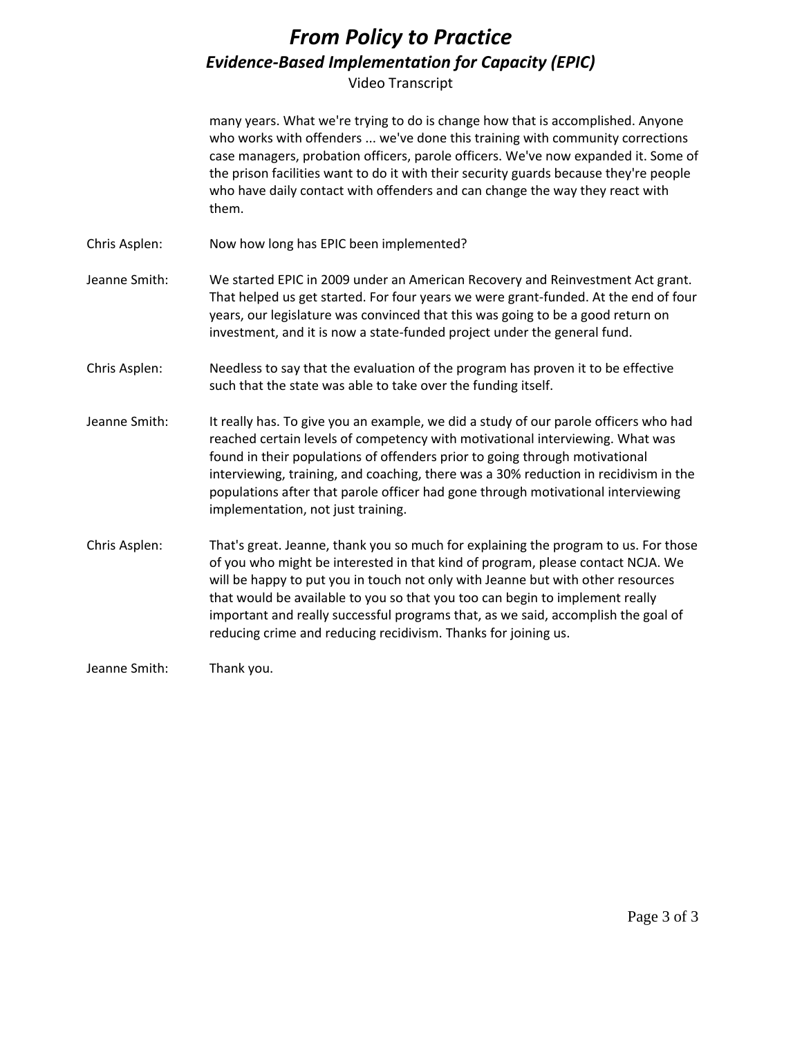many years. What we're trying to do is change how that is accomplished. Anyone who works with offenders ... we've done this training with community corrections case managers, probation officers, parole officers. We've now expanded it. Some of the prison facilities want to do it with their security guards because they're people who have daily contact with offenders and can change the way they react with them.

Chris Asplen: Now how long has EPIC been implemented?

Jeanne Smith: We started EPIC in 2009 under an American Recovery and Reinvestment Act grant. That helped us get started. For four years we were grant-funded. At the end of four years, our legislature was convinced that this was going to be a good return on investment, and it is now a state-funded project under the general fund.

Chris Asplen: Needless to say that the evaluation of the program has proven it to be effective such that the state was able to take over the funding itself.

Jeanne Smith: It really has. To give you an example, we did a study of our parole officers who had reached certain levels of competency with motivational interviewing. What was found in their populations of offenders prior to going through motivational interviewing, training, and coaching, there was a 30% reduction in recidivism in the populations after that parole officer had gone through motivational interviewing implementation, not just training.

Chris Asplen: That's great. Jeanne, thank you so much for explaining the program to us. For those of you who might be interested in that kind of program, please contact NCJA. We will be happy to put you in touch not only with Jeanne but with other resources that would be available to you so that you too can begin to implement really important and really successful programs that, as we said, accomplish the goal of reducing crime and reducing recidivism. Thanks for joining us.

Jeanne Smith: Thank you.